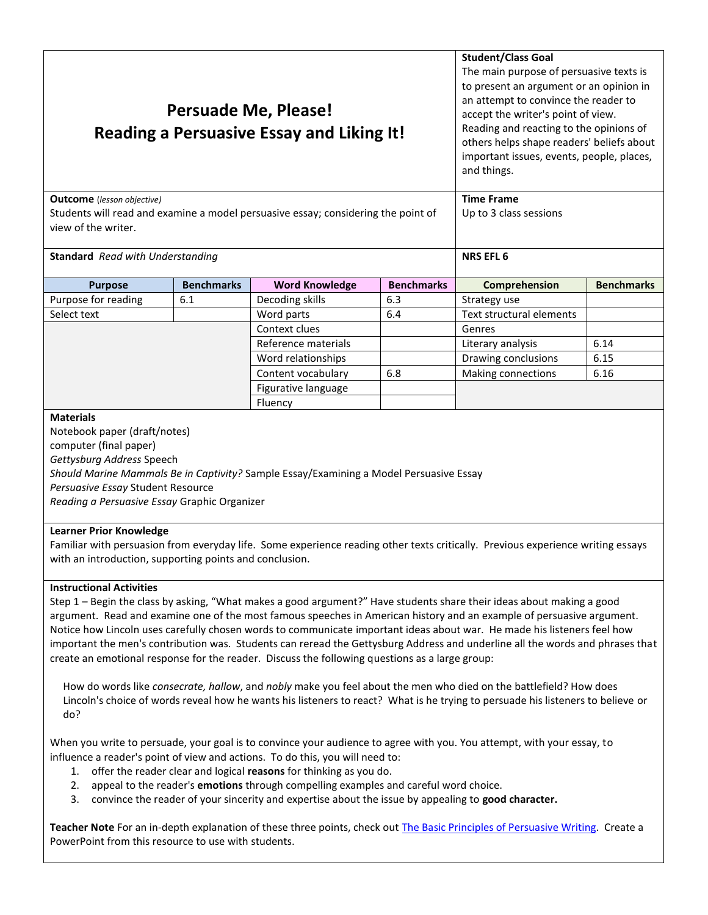# Persuade Me, Please!
# Reading a Persuasive Essay and Liking It!

**Student/Class Goal**
The main purpose of persuasive texts is to present an argument or an opinion in an attempt to convince the reader to accept the writer's point of view. Reading and reacting to the opinions of others helps shape readers' beliefs about important issues, events, people, places, and things.

**Outcome** *(lesson objective)*
Students will read and examine a model persuasive essay; considering the point of view of the writer.

**Time Frame**
Up to 3 class sessions

**Standard** *Read with Understanding*

**NRS EFL 6**

| Purpose | Benchmarks | Word Knowledge | Benchmarks | Comprehension | Benchmarks |
|---|---|---|---|---|---|
| Purpose for reading | 6.1 | Decoding skills | 6.3 | Strategy use | |
| Select text | | Word parts | 6.4 | Text structural elements | |
| | | Context clues | | Genres | |
| | | Reference materials | | Literary analysis | 6.14 |
| | | Word relationships | | Drawing conclusions | 6.15 |
| | | Content vocabulary | 6.8 | Making connections | 6.16 |
| | | Figurative language | | | |
| | | Fluency | | | |

**Materials**
Notebook paper (draft/notes)
computer (final paper)
*Gettysburg Address* Speech
*Should Marine Mammals Be in Captivity?* Sample Essay/Examining a Model Persuasive Essay
*Persuasive Essay* Student Resource
*Reading a Persuasive Essay* Graphic Organizer

**Learner Prior Knowledge**
Familiar with persuasion from everyday life. Some experience reading other texts critically. Previous experience writing essays with an introduction, supporting points and conclusion.

**Instructional Activities**
Step 1 – Begin the class by asking, "What makes a good argument?" Have students share their ideas about making a good argument. Read and examine one of the most famous speeches in American history and an example of persuasive argument. Notice how Lincoln uses carefully chosen words to communicate important ideas about war. He made his listeners feel how important the men's contribution was. Students can reread the Gettysburg Address and underline all the words and phrases that create an emotional response for the reader. Discuss the following questions as a large group:

> How do words like *consecrate, hallow*, and *nobly* make you feel about the men who died on the battlefield? How does Lincoln's choice of words reveal how he wants his listeners to react? What is he trying to persuade his listeners to believe or do?

When you write to persuade, your goal is to convince your audience to agree with you. You attempt, with your essay, to influence a reader's point of view and actions. To do this, you will need to:

1. offer the reader clear and logical **reasons** for thinking as you do.
2. appeal to the reader's **emotions** through compelling examples and careful word choice.
3. convince the reader of your sincerity and expertise about the issue by appealing to **good character.**

**Teacher Note** For an in-depth explanation of these three points, check out The Basic Principles of Persuasive Writing. Create a PowerPoint from this resource to use with students.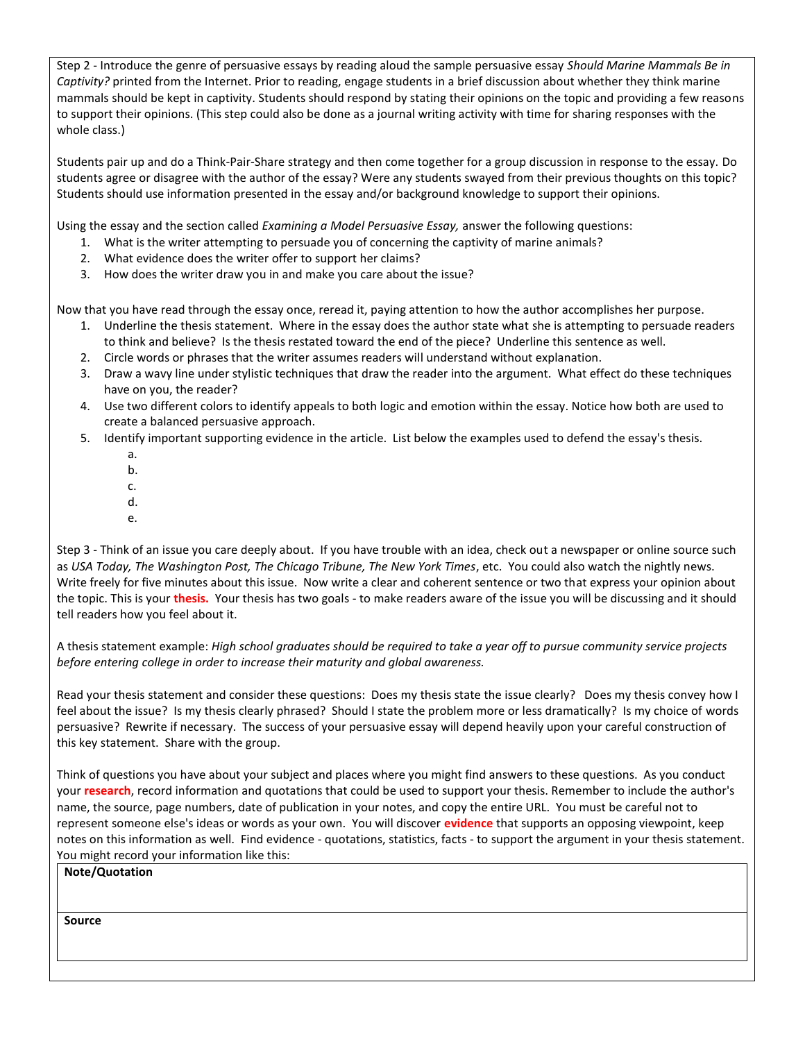Step 2 - Introduce the genre of persuasive essays by reading aloud the sample persuasive essay *Should Marine Mammals Be in Captivity?* printed from the Internet. Prior to reading, engage students in a brief discussion about whether they think marine mammals should be kept in captivity. Students should respond by stating their opinions on the topic and providing a few reasons to support their opinions. (This step could also be done as a journal writing activity with time for sharing responses with the whole class.)

Students pair up and do a Think-Pair-Share strategy and then come together for a group discussion in response to the essay. Do students agree or disagree with the author of the essay? Were any students swayed from their previous thoughts on this topic? Students should use information presented in the essay and/or background knowledge to support their opinions.

Using the essay and the section called *Examining a Model Persuasive Essay,* answer the following questions:

1. What is the writer attempting to persuade you of concerning the captivity of marine animals?
2. What evidence does the writer offer to support her claims?
3. How does the writer draw you in and make you care about the issue?

Now that you have read through the essay once, reread it, paying attention to how the author accomplishes her purpose.

1. Underline the thesis statement. Where in the essay does the author state what she is attempting to persuade readers to think and believe? Is the thesis restated toward the end of the piece? Underline this sentence as well.
2. Circle words or phrases that the writer assumes readers will understand without explanation.
3. Draw a wavy line under stylistic techniques that draw the reader into the argument. What effect do these techniques have on you, the reader?
4. Use two different colors to identify appeals to both logic and emotion within the essay. Notice how both are used to create a balanced persuasive approach.
5. Identify important supporting evidence in the article. List below the examples used to defend the essay's thesis.
   a.
   b.
   c.
   d.
   e.

Step 3 - Think of an issue you care deeply about. If you have trouble with an idea, check out a newspaper or online source such as *USA Today, The Washington Post, The Chicago Tribune, The New York Times*, etc. You could also watch the nightly news. Write freely for five minutes about this issue. Now write a clear and coherent sentence or two that express your opinion about the topic. This is your **thesis.** Your thesis has two goals - to make readers aware of the issue you will be discussing and it should tell readers how you feel about it.

A thesis statement example: *High school graduates should be required to take a year off to pursue community service projects before entering college in order to increase their maturity and global awareness.*

Read your thesis statement and consider these questions: Does my thesis state the issue clearly? Does my thesis convey how I feel about the issue? Is my thesis clearly phrased? Should I state the problem more or less dramatically? Is my choice of words persuasive? Rewrite if necessary. The success of your persuasive essay will depend heavily upon your careful construction of this key statement. Share with the group.

Think of questions you have about your subject and places where you might find answers to these questions. As you conduct your **research**, record information and quotations that could be used to support your thesis. Remember to include the author's name, the source, page numbers, date of publication in your notes, and copy the entire URL. You must be careful not to represent someone else's ideas or words as your own. You will discover **evidence** that supports an opposing viewpoint, keep notes on this information as well. Find evidence - quotations, statistics, facts - to support the argument in your thesis statement. You might record your information like this:

| Note/Quotation |
| --- |
| |
| **Source** |
| |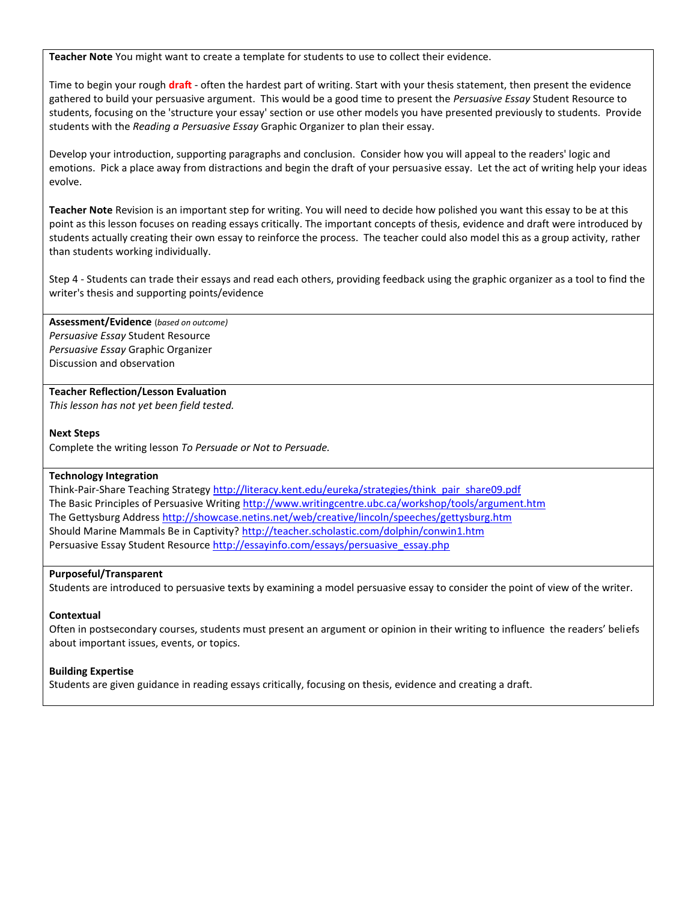**Teacher Note** You might want to create a template for students to use to collect their evidence.

Time to begin your rough **draft** - often the hardest part of writing. Start with your thesis statement, then present the evidence gathered to build your persuasive argument. This would be a good time to present the *Persuasive Essay* Student Resource to students, focusing on the 'structure your essay' section or use other models you have presented previously to students. Provide students with the *Reading a Persuasive Essay* Graphic Organizer to plan their essay.

Develop your introduction, supporting paragraphs and conclusion. Consider how you will appeal to the readers' logic and emotions. Pick a place away from distractions and begin the draft of your persuasive essay. Let the act of writing help your ideas evolve.

**Teacher Note** Revision is an important step for writing. You will need to decide how polished you want this essay to be at this point as this lesson focuses on reading essays critically. The important concepts of thesis, evidence and draft were introduced by students actually creating their own essay to reinforce the process. The teacher could also model this as a group activity, rather than students working individually.

Step 4 - Students can trade their essays and read each others, providing feedback using the graphic organizer as a tool to find the writer's thesis and supporting points/evidence

**Assessment/Evidence** (*based on outcome*)
*Persuasive Essay* Student Resource
*Persuasive Essay* Graphic Organizer
Discussion and observation

**Teacher Reflection/Lesson Evaluation**
*This lesson has not yet been field tested.*

**Next Steps**
Complete the writing lesson *To Persuade or Not to Persuade.*

**Technology Integration**
Think-Pair-Share Teaching Strategy http://literacy.kent.edu/eureka/strategies/think_pair_share09.pdf
The Basic Principles of Persuasive Writing http://www.writingcentre.ubc.ca/workshop/tools/argument.htm
The Gettysburg Address http://showcase.netins.net/web/creative/lincoln/speeches/gettysburg.htm
Should Marine Mammals Be in Captivity? http://teacher.scholastic.com/dolphin/conwin1.htm
Persuasive Essay Student Resource http://essayinfo.com/essays/persuasive_essay.php

**Purposeful/Transparent**
Students are introduced to persuasive texts by examining a model persuasive essay to consider the point of view of the writer.

**Contextual**
Often in postsecondary courses, students must present an argument or opinion in their writing to influence the readers' beliefs about important issues, events, or topics.

**Building Expertise**
Students are given guidance in reading essays critically, focusing on thesis, evidence and creating a draft.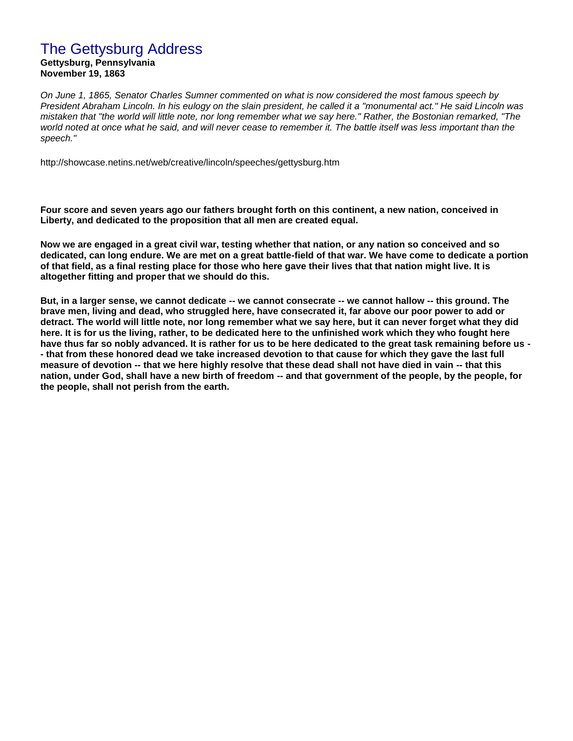# The Gettysburg Address

**Gettysburg, Pennsylvania**
**November 19, 1863**

*On June 1, 1865, Senator Charles Sumner commented on what is now considered the most famous speech by President Abraham Lincoln. In his eulogy on the slain president, he called it a "monumental act." He said Lincoln was mistaken that "the world will little note, nor long remember what we say here." Rather, the Bostonian remarked, "The world noted at once what he said, and will never cease to remember it. The battle itself was less important than the speech."*

http://showcase.netins.net/web/creative/lincoln/speeches/gettysburg.htm

**Four score and seven years ago our fathers brought forth on this continent, a new nation, conceived in Liberty, and dedicated to the proposition that all men are created equal.**

**Now we are engaged in a great civil war, testing whether that nation, or any nation so conceived and so dedicated, can long endure. We are met on a great battle-field of that war. We have come to dedicate a portion of that field, as a final resting place for those who here gave their lives that that nation might live. It is altogether fitting and proper that we should do this.**

**But, in a larger sense, we cannot dedicate -- we cannot consecrate -- we cannot hallow -- this ground. The brave men, living and dead, who struggled here, have consecrated it, far above our poor power to add or detract. The world will little note, nor long remember what we say here, but it can never forget what they did here. It is for us the living, rather, to be dedicated here to the unfinished work which they who fought here have thus far so nobly advanced. It is rather for us to be here dedicated to the great task remaining before us -- that from these honored dead we take increased devotion to that cause for which they gave the last full measure of devotion -- that we here highly resolve that these dead shall not have died in vain -- that this nation, under God, shall have a new birth of freedom -- and that government of the people, by the people, for the people, shall not perish from the earth.**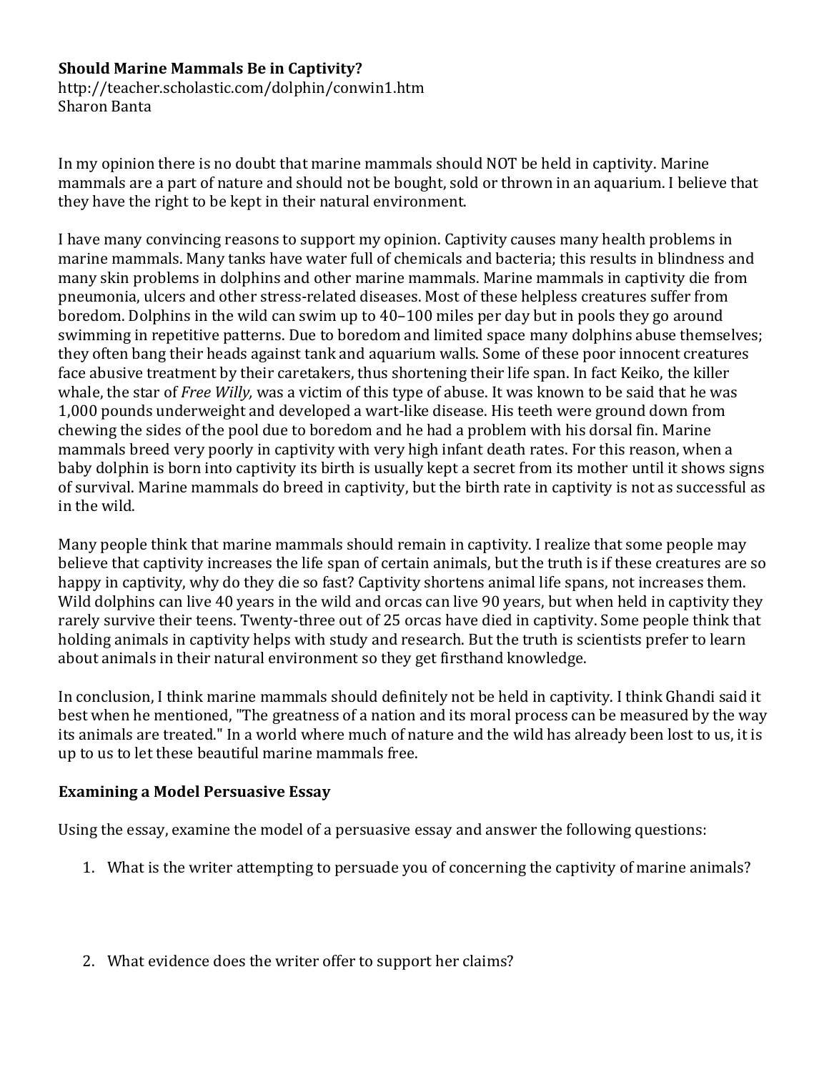**Should Marine Mammals Be in Captivity?**
http://teacher.scholastic.com/dolphin/conwin1.htm
Sharon Banta

In my opinion there is no doubt that marine mammals should NOT be held in captivity. Marine mammals are a part of nature and should not be bought, sold or thrown in an aquarium. I believe that they have the right to be kept in their natural environment.

I have many convincing reasons to support my opinion. Captivity causes many health problems in marine mammals. Many tanks have water full of chemicals and bacteria; this results in blindness and many skin problems in dolphins and other marine mammals. Marine mammals in captivity die from pneumonia, ulcers and other stress-related diseases. Most of these helpless creatures suffer from boredom. Dolphins in the wild can swim up to 40–100 miles per day but in pools they go around swimming in repetitive patterns. Due to boredom and limited space many dolphins abuse themselves; they often bang their heads against tank and aquarium walls. Some of these poor innocent creatures face abusive treatment by their caretakers, thus shortening their life span. In fact Keiko, the killer whale, the star of *Free Willy,* was a victim of this type of abuse. It was known to be said that he was 1,000 pounds underweight and developed a wart-like disease. His teeth were ground down from chewing the sides of the pool due to boredom and he had a problem with his dorsal fin. Marine mammals breed very poorly in captivity with very high infant death rates. For this reason, when a baby dolphin is born into captivity its birth is usually kept a secret from its mother until it shows signs of survival. Marine mammals do breed in captivity, but the birth rate in captivity is not as successful as in the wild.

Many people think that marine mammals should remain in captivity. I realize that some people may believe that captivity increases the life span of certain animals, but the truth is if these creatures are so happy in captivity, why do they die so fast? Captivity shortens animal life spans, not increases them. Wild dolphins can live 40 years in the wild and orcas can live 90 years, but when held in captivity they rarely survive their teens. Twenty-three out of 25 orcas have died in captivity. Some people think that holding animals in captivity helps with study and research. But the truth is scientists prefer to learn about animals in their natural environment so they get firsthand knowledge.

In conclusion, I think marine mammals should definitely not be held in captivity. I think Ghandi said it best when he mentioned, "The greatness of a nation and its moral process can be measured by the way its animals are treated." In a world where much of nature and the wild has already been lost to us, it is up to us to let these beautiful marine mammals free.

**Examining a Model Persuasive Essay**

Using the essay, examine the model of a persuasive essay and answer the following questions:

1. What is the writer attempting to persuade you of concerning the captivity of marine animals?

2. What evidence does the writer offer to support her claims?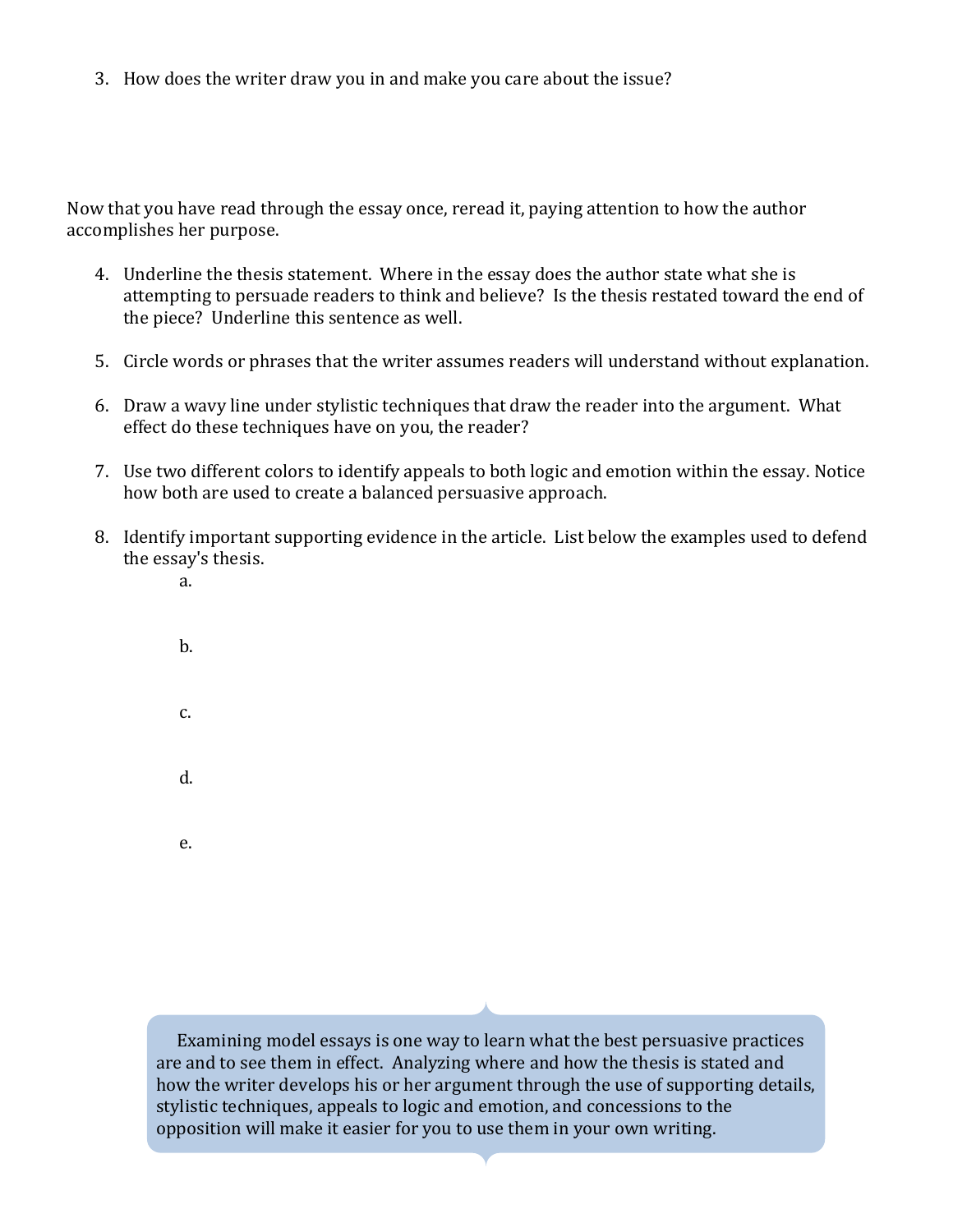3. How does the writer draw you in and make you care about the issue?

Now that you have read through the essay once, reread it, paying attention to how the author accomplishes her purpose.

4. Underline the thesis statement. Where in the essay does the author state what she is attempting to persuade readers to think and believe? Is the thesis restated toward the end of the piece? Underline this sentence as well.

5. Circle words or phrases that the writer assumes readers will understand without explanation.

6. Draw a wavy line under stylistic techniques that draw the reader into the argument. What effect do these techniques have on you, the reader?

7. Use two different colors to identify appeals to both logic and emotion within the essay. Notice how both are used to create a balanced persuasive approach.

8. Identify important supporting evidence in the article. List below the examples used to defend the essay's thesis.

    a.

    b.

    c.

    d.

    e.

Examining model essays is one way to learn what the best persuasive practices are and to see them in effect. Analyzing where and how the thesis is stated and how the writer develops his or her argument through the use of supporting details, stylistic techniques, appeals to logic and emotion, and concessions to the opposition will make it easier for you to use them in your own writing.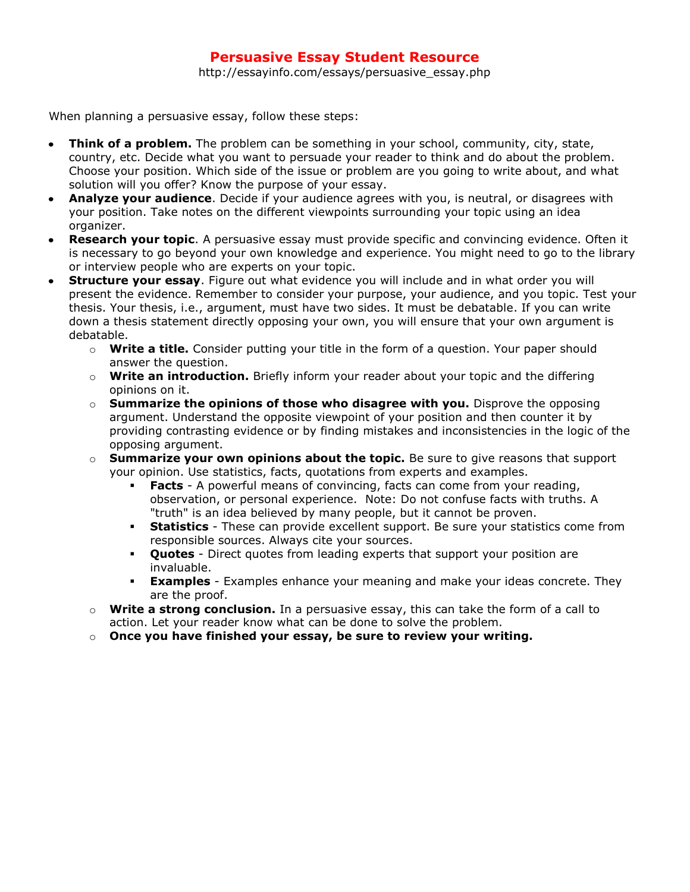# Persuasive Essay Student Resource

http://essayinfo.com/essays/persuasive_essay.php

When planning a persuasive essay, follow these steps:

- **Think of a problem.** The problem can be something in your school, community, city, state, country, etc. Decide what you want to persuade your reader to think and do about the problem. Choose your position. Which side of the issue or problem are you going to write about, and what solution will you offer? Know the purpose of your essay.
- **Analyze your audience**. Decide if your audience agrees with you, is neutral, or disagrees with your position. Take notes on the different viewpoints surrounding your topic using an idea organizer.
- **Research your topic**. A persuasive essay must provide specific and convincing evidence. Often it is necessary to go beyond your own knowledge and experience. You might need to go to the library or interview people who are experts on your topic.
- **Structure your essay**. Figure out what evidence you will include and in what order you will present the evidence. Remember to consider your purpose, your audience, and you topic. Test your thesis. Your thesis, i.e., argument, must have two sides. It must be debatable. If you can write down a thesis statement directly opposing your own, you will ensure that your own argument is debatable.
  - **Write a title.** Consider putting your title in the form of a question. Your paper should answer the question.
  - **Write an introduction.** Briefly inform your reader about your topic and the differing opinions on it.
  - **Summarize the opinions of those who disagree with you.** Disprove the opposing argument. Understand the opposite viewpoint of your position and then counter it by providing contrasting evidence or by finding mistakes and inconsistencies in the logic of the opposing argument.
  - **Summarize your own opinions about the topic.** Be sure to give reasons that support your opinion. Use statistics, facts, quotations from experts and examples.
    - **Facts** - A powerful means of convincing, facts can come from your reading, observation, or personal experience. Note: Do not confuse facts with truths. A "truth" is an idea believed by many people, but it cannot be proven.
    - **Statistics** - These can provide excellent support. Be sure your statistics come from responsible sources. Always cite your sources.
    - **Quotes** - Direct quotes from leading experts that support your position are invaluable.
    - **Examples** - Examples enhance your meaning and make your ideas concrete. They are the proof.
  - **Write a strong conclusion.** In a persuasive essay, this can take the form of a call to action. Let your reader know what can be done to solve the problem.
  - **Once you have finished your essay, be sure to review your writing.**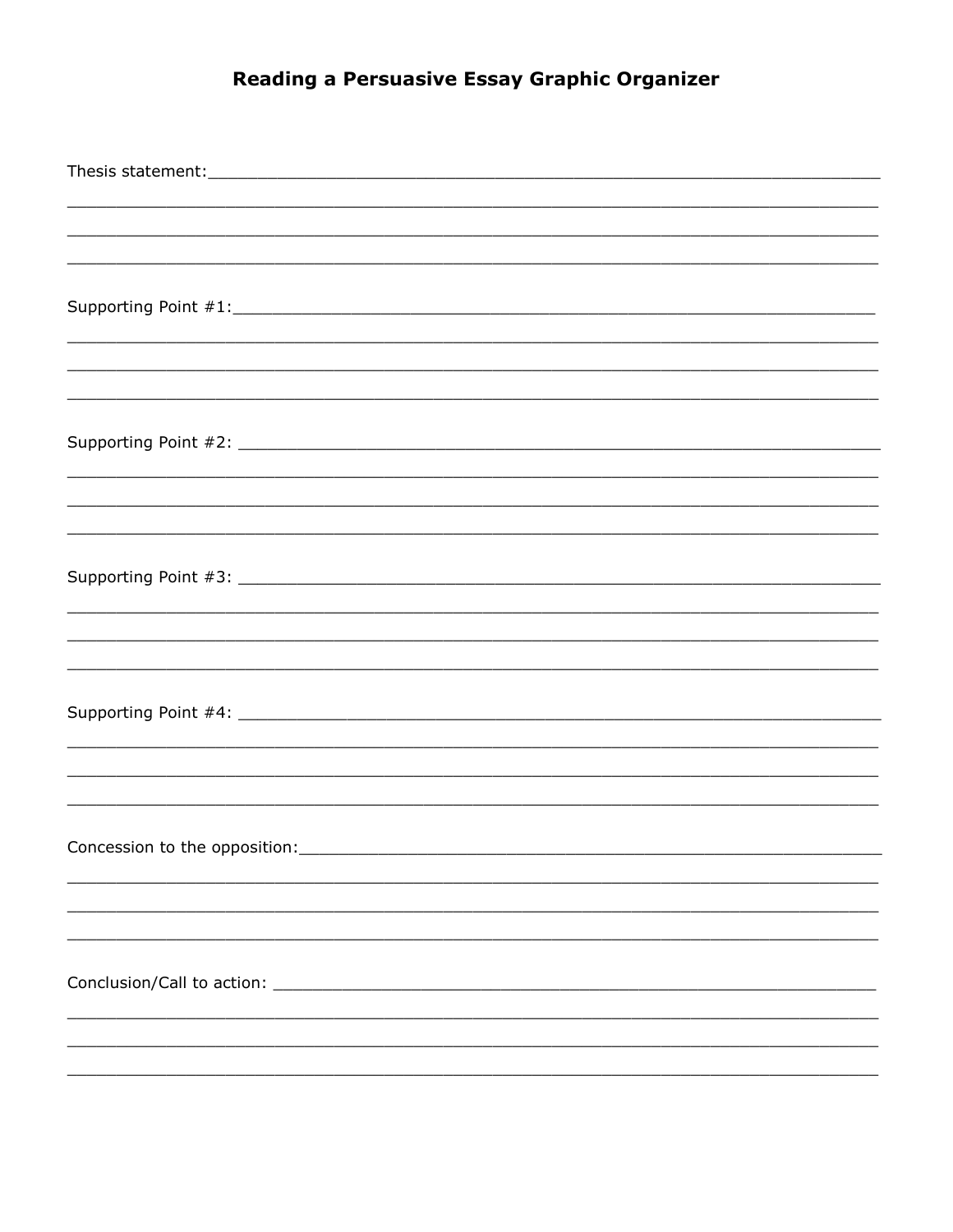# Reading a Persuasive Essay Graphic Organizer

Thesis statement:\_\_\_\_\_\_\_\_\_\_\_\_\_\_\_\_\_\_\_\_\_\_\_\_\_\_\_\_\_\_\_\_\_\_\_\_\_\_\_\_\_\_\_\_\_\_\_\_\_\_\_\_\_\_\_\_\_\_\_\_

\_\_\_\_\_\_\_\_\_\_\_\_\_\_\_\_\_\_\_\_\_\_\_\_\_\_\_\_\_\_\_\_\_\_\_\_\_\_\_\_\_\_\_\_\_\_\_\_\_\_\_\_\_\_\_\_\_\_\_\_\_\_\_\_\_\_\_\_\_\_\_\_

\_\_\_\_\_\_\_\_\_\_\_\_\_\_\_\_\_\_\_\_\_\_\_\_\_\_\_\_\_\_\_\_\_\_\_\_\_\_\_\_\_\_\_\_\_\_\_\_\_\_\_\_\_\_\_\_\_\_\_\_\_\_\_\_\_\_\_\_\_\_\_\_

\_\_\_\_\_\_\_\_\_\_\_\_\_\_\_\_\_\_\_\_\_\_\_\_\_\_\_\_\_\_\_\_\_\_\_\_\_\_\_\_\_\_\_\_\_\_\_\_\_\_\_\_\_\_\_\_\_\_\_\_\_\_\_\_\_\_\_\_\_\_\_\_

Supporting Point #1:\_\_\_\_\_\_\_\_\_\_\_\_\_\_\_\_\_\_\_\_\_\_\_\_\_\_\_\_\_\_\_\_\_\_\_\_\_\_\_\_\_\_\_\_\_\_\_\_\_\_\_\_\_\_\_\_

\_\_\_\_\_\_\_\_\_\_\_\_\_\_\_\_\_\_\_\_\_\_\_\_\_\_\_\_\_\_\_\_\_\_\_\_\_\_\_\_\_\_\_\_\_\_\_\_\_\_\_\_\_\_\_\_\_\_\_\_\_\_\_\_\_\_\_\_\_\_\_\_

\_\_\_\_\_\_\_\_\_\_\_\_\_\_\_\_\_\_\_\_\_\_\_\_\_\_\_\_\_\_\_\_\_\_\_\_\_\_\_\_\_\_\_\_\_\_\_\_\_\_\_\_\_\_\_\_\_\_\_\_\_\_\_\_\_\_\_\_\_\_\_\_

\_\_\_\_\_\_\_\_\_\_\_\_\_\_\_\_\_\_\_\_\_\_\_\_\_\_\_\_\_\_\_\_\_\_\_\_\_\_\_\_\_\_\_\_\_\_\_\_\_\_\_\_\_\_\_\_\_\_\_\_\_\_\_\_\_\_\_\_\_\_\_\_

Supporting Point #2: \_\_\_\_\_\_\_\_\_\_\_\_\_\_\_\_\_\_\_\_\_\_\_\_\_\_\_\_\_\_\_\_\_\_\_\_\_\_\_\_\_\_\_\_\_\_\_\_\_\_\_\_\_\_\_\_

\_\_\_\_\_\_\_\_\_\_\_\_\_\_\_\_\_\_\_\_\_\_\_\_\_\_\_\_\_\_\_\_\_\_\_\_\_\_\_\_\_\_\_\_\_\_\_\_\_\_\_\_\_\_\_\_\_\_\_\_\_\_\_\_\_\_\_\_\_\_\_\_

\_\_\_\_\_\_\_\_\_\_\_\_\_\_\_\_\_\_\_\_\_\_\_\_\_\_\_\_\_\_\_\_\_\_\_\_\_\_\_\_\_\_\_\_\_\_\_\_\_\_\_\_\_\_\_\_\_\_\_\_\_\_\_\_\_\_\_\_\_\_\_\_

\_\_\_\_\_\_\_\_\_\_\_\_\_\_\_\_\_\_\_\_\_\_\_\_\_\_\_\_\_\_\_\_\_\_\_\_\_\_\_\_\_\_\_\_\_\_\_\_\_\_\_\_\_\_\_\_\_\_\_\_\_\_\_\_\_\_\_\_\_\_\_\_

Supporting Point #3: \_\_\_\_\_\_\_\_\_\_\_\_\_\_\_\_\_\_\_\_\_\_\_\_\_\_\_\_\_\_\_\_\_\_\_\_\_\_\_\_\_\_\_\_\_\_\_\_\_\_\_\_\_\_\_\_

\_\_\_\_\_\_\_\_\_\_\_\_\_\_\_\_\_\_\_\_\_\_\_\_\_\_\_\_\_\_\_\_\_\_\_\_\_\_\_\_\_\_\_\_\_\_\_\_\_\_\_\_\_\_\_\_\_\_\_\_\_\_\_\_\_\_\_\_\_\_\_\_

\_\_\_\_\_\_\_\_\_\_\_\_\_\_\_\_\_\_\_\_\_\_\_\_\_\_\_\_\_\_\_\_\_\_\_\_\_\_\_\_\_\_\_\_\_\_\_\_\_\_\_\_\_\_\_\_\_\_\_\_\_\_\_\_\_\_\_\_\_\_\_\_

\_\_\_\_\_\_\_\_\_\_\_\_\_\_\_\_\_\_\_\_\_\_\_\_\_\_\_\_\_\_\_\_\_\_\_\_\_\_\_\_\_\_\_\_\_\_\_\_\_\_\_\_\_\_\_\_\_\_\_\_\_\_\_\_\_\_\_\_\_\_\_\_

Supporting Point #4: \_\_\_\_\_\_\_\_\_\_\_\_\_\_\_\_\_\_\_\_\_\_\_\_\_\_\_\_\_\_\_\_\_\_\_\_\_\_\_\_\_\_\_\_\_\_\_\_\_\_\_\_\_\_\_\_

\_\_\_\_\_\_\_\_\_\_\_\_\_\_\_\_\_\_\_\_\_\_\_\_\_\_\_\_\_\_\_\_\_\_\_\_\_\_\_\_\_\_\_\_\_\_\_\_\_\_\_\_\_\_\_\_\_\_\_\_\_\_\_\_\_\_\_\_\_\_\_\_

\_\_\_\_\_\_\_\_\_\_\_\_\_\_\_\_\_\_\_\_\_\_\_\_\_\_\_\_\_\_\_\_\_\_\_\_\_\_\_\_\_\_\_\_\_\_\_\_\_\_\_\_\_\_\_\_\_\_\_\_\_\_\_\_\_\_\_\_\_\_\_\_

\_\_\_\_\_\_\_\_\_\_\_\_\_\_\_\_\_\_\_\_\_\_\_\_\_\_\_\_\_\_\_\_\_\_\_\_\_\_\_\_\_\_\_\_\_\_\_\_\_\_\_\_\_\_\_\_\_\_\_\_\_\_\_\_\_\_\_\_\_\_\_\_

Concession to the opposition:\_\_\_\_\_\_\_\_\_\_\_\_\_\_\_\_\_\_\_\_\_\_\_\_\_\_\_\_\_\_\_\_\_\_\_\_\_\_\_\_\_\_\_\_\_\_\_\_\_\_

\_\_\_\_\_\_\_\_\_\_\_\_\_\_\_\_\_\_\_\_\_\_\_\_\_\_\_\_\_\_\_\_\_\_\_\_\_\_\_\_\_\_\_\_\_\_\_\_\_\_\_\_\_\_\_\_\_\_\_\_\_\_\_\_\_\_\_\_\_\_\_\_

\_\_\_\_\_\_\_\_\_\_\_\_\_\_\_\_\_\_\_\_\_\_\_\_\_\_\_\_\_\_\_\_\_\_\_\_\_\_\_\_\_\_\_\_\_\_\_\_\_\_\_\_\_\_\_\_\_\_\_\_\_\_\_\_\_\_\_\_\_\_\_\_

\_\_\_\_\_\_\_\_\_\_\_\_\_\_\_\_\_\_\_\_\_\_\_\_\_\_\_\_\_\_\_\_\_\_\_\_\_\_\_\_\_\_\_\_\_\_\_\_\_\_\_\_\_\_\_\_\_\_\_\_\_\_\_\_\_\_\_\_\_\_\_\_

Conclusion/Call to action: \_\_\_\_\_\_\_\_\_\_\_\_\_\_\_\_\_\_\_\_\_\_\_\_\_\_\_\_\_\_\_\_\_\_\_\_\_\_\_\_\_\_\_\_\_\_\_\_\_\_\_\_

\_\_\_\_\_\_\_\_\_\_\_\_\_\_\_\_\_\_\_\_\_\_\_\_\_\_\_\_\_\_\_\_\_\_\_\_\_\_\_\_\_\_\_\_\_\_\_\_\_\_\_\_\_\_\_\_\_\_\_\_\_\_\_\_\_\_\_\_\_\_\_\_

\_\_\_\_\_\_\_\_\_\_\_\_\_\_\_\_\_\_\_\_\_\_\_\_\_\_\_\_\_\_\_\_\_\_\_\_\_\_\_\_\_\_\_\_\_\_\_\_\_\_\_\_\_\_\_\_\_\_\_\_\_\_\_\_\_\_\_\_\_\_\_\_

\_\_\_\_\_\_\_\_\_\_\_\_\_\_\_\_\_\_\_\_\_\_\_\_\_\_\_\_\_\_\_\_\_\_\_\_\_\_\_\_\_\_\_\_\_\_\_\_\_\_\_\_\_\_\_\_\_\_\_\_\_\_\_\_\_\_\_\_\_\_\_\_